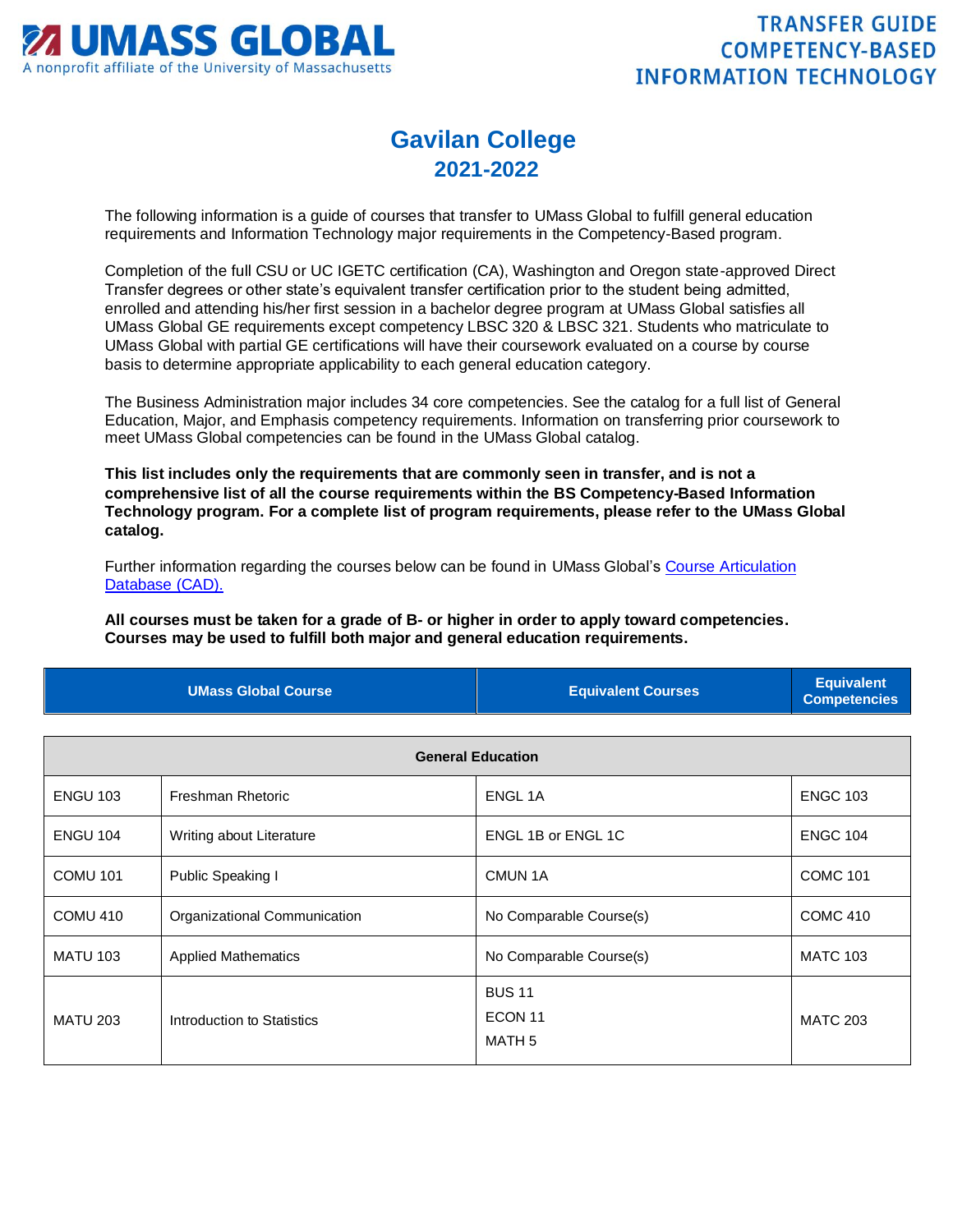**UMASS GLOBAL**
A nonprofit affiliate of the University of Massachusetts

**TRANSFER GUIDE
COMPETENCY-BASED
INFORMATION TECHNOLOGY**

# Gavilan College
## 2021-2022

The following information is a guide of courses that transfer to UMass Global to fulfill general education requirements and Information Technology major requirements in the Competency-Based program.

Completion of the full CSU or UC IGETC certification (CA), Washington and Oregon state-approved Direct Transfer degrees or other state's equivalent transfer certification prior to the student being admitted, enrolled and attending his/her first session in a bachelor degree program at UMass Global satisfies all UMass Global GE requirements except competency LBSC 320 & LBSC 321. Students who matriculate to UMass Global with partial GE certifications will have their coursework evaluated on a course by course basis to determine appropriate applicability to each general education category.

The Business Administration major includes 34 core competencies. See the catalog for a full list of General Education, Major, and Emphasis competency requirements. Information on transferring prior coursework to meet UMass Global competencies can be found in the UMass Global catalog.

**This list includes only the requirements that are commonly seen in transfer, and is not a comprehensive list of all the course requirements within the BS Competency-Based Information Technology program. For a complete list of program requirements, please refer to the UMass Global catalog.**

Further information regarding the courses below can be found in UMass Global's Course Articulation Database (CAD).

**All courses must be taken for a grade of B- or higher in order to apply toward competencies. Courses may be used to fulfill both major and general education requirements.**

| UMass Global Course | | Equivalent Courses | Equivalent Competencies |
|---|---|---|---|
| **General Education** | | | |
| ENGU 103 | Freshman Rhetoric | ENGL 1A | ENGC 103 |
| ENGU 104 | Writing about Literature | ENGL 1B or ENGL 1C | ENGC 104 |
| COMU 101 | Public Speaking I | CMUN 1A | COMC 101 |
| COMU 410 | Organizational Communication | No Comparable Course(s) | COMC 410 |
| MATU 103 | Applied Mathematics | No Comparable Course(s) | MATC 103 |
| MATU 203 | Introduction to Statistics | BUS 11<br>ECON 11<br>MATH 5 | MATC 203 |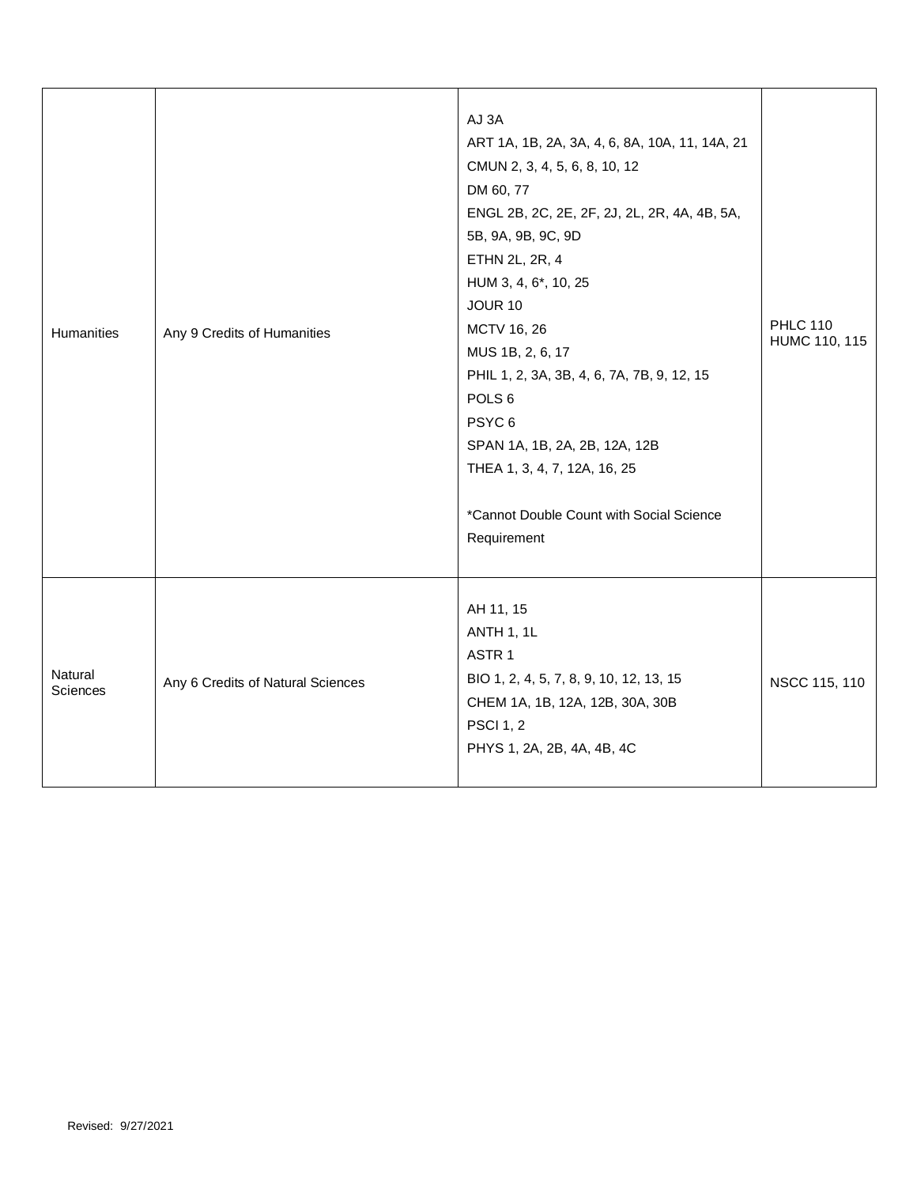| | | | |
|---|---|---|---|
| Humanities | Any 9 Credits of Humanities | AJ 3A<br>ART 1A, 1B, 2A, 3A, 4, 6, 8A, 10A, 11, 14A, 21<br>CMUN 2, 3, 4, 5, 6, 8, 10, 12<br>DM 60, 77<br>ENGL 2B, 2C, 2E, 2F, 2J, 2L, 2R, 4A, 4B, 5A, 5B, 9A, 9B, 9C, 9D<br>ETHN 2L, 2R, 4<br>HUM 3, 4, 6*, 10, 25<br>JOUR 10<br>MCTV 16, 26<br>MUS 1B, 2, 6, 17<br>PHIL 1, 2, 3A, 3B, 4, 6, 7A, 7B, 9, 12, 15<br>POLS 6<br>PSYC 6<br>SPAN 1A, 1B, 2A, 2B, 12A, 12B<br>THEA 1, 3, 4, 7, 12A, 16, 25<br><br>*Cannot Double Count with Social Science Requirement | PHLC 110<br>HUMC 110, 115 |
| Natural Sciences | Any 6 Credits of Natural Sciences | AH 11, 15<br>ANTH 1, 1L<br>ASTR 1<br>BIO 1, 2, 4, 5, 7, 8, 9, 10, 12, 13, 15<br>CHEM 1A, 1B, 12A, 12B, 30A, 30B<br>PSCI 1, 2<br>PHYS 1, 2A, 2B, 4A, 4B, 4C | NSCC 115, 110 |

Revised: 9/27/2021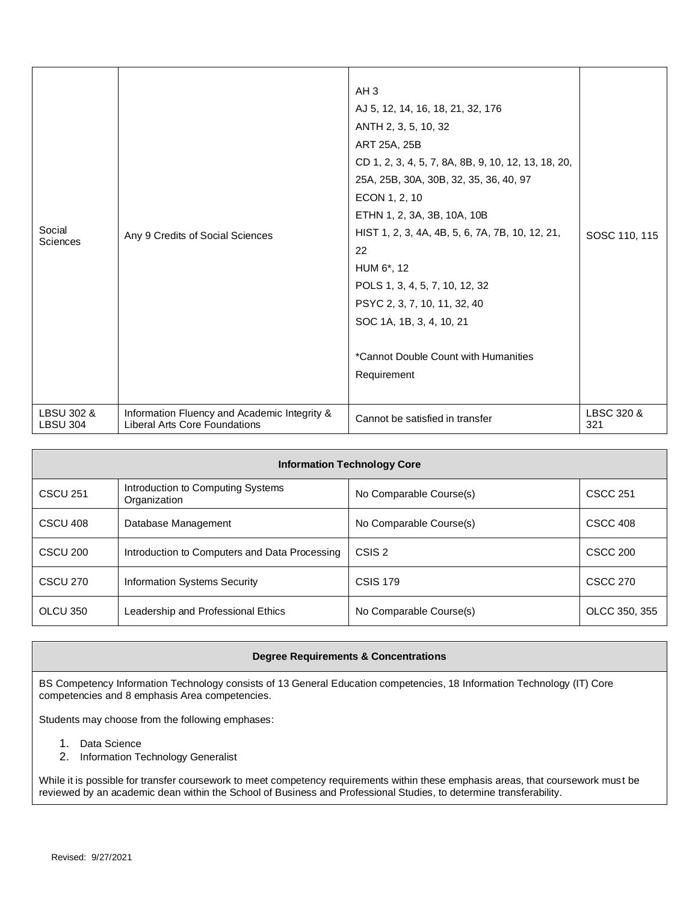| | | | |
|---|---|---|---|
| Social Sciences | Any 9 Credits of Social Sciences | AH 3<br>AJ 5, 12, 14, 16, 18, 21, 32, 176<br>ANTH 2, 3, 5, 10, 32<br>ART 25A, 25B<br>CD 1, 2, 3, 4, 5, 7, 8A, 8B, 9, 10, 12, 13, 18, 20, 25A, 25B, 30A, 30B, 32, 35, 36, 40, 97<br>ECON 1, 2, 10<br>ETHN 1, 2, 3A, 3B, 10A, 10B<br>HIST 1, 2, 3, 4A, 4B, 5, 6, 7A, 7B, 10, 12, 21, 22<br>HUM 6*, 12<br>POLS 1, 3, 4, 5, 7, 10, 12, 32<br>PSYC 2, 3, 7, 10, 11, 32, 40<br>SOC 1A, 1B, 3, 4, 10, 21<br><br>*Cannot Double Count with Humanities Requirement | SOSC 110, 115 |
| LBSU 302 & LBSU 304 | Information Fluency and Academic Integrity & Liberal Arts Core Foundations | Cannot be satisfied in transfer | LBSC 320 & 321 |

| **Information Technology Core** | | | |
|---|---|---|---|
| CSCU 251 | Introduction to Computing Systems Organization | No Comparable Course(s) | CSCC 251 |
| CSCU 408 | Database Management | No Comparable Course(s) | CSCC 408 |
| CSCU 200 | Introduction to Computers and Data Processing | CSIS 2 | CSCC 200 |
| CSCU 270 | Information Systems Security | CSIS 179 | CSCC 270 |
| OLCU 350 | Leadership and Professional Ethics | No Comparable Course(s) | OLCC 350, 355 |

**Degree Requirements & Concentrations**

BS Competency Information Technology consists of 13 General Education competencies, 18 Information Technology (IT) Core competencies and 8 emphasis Area competencies.

Students may choose from the following emphases:

1. Data Science
2. Information Technology Generalist

While it is possible for transfer coursework to meet competency requirements within these emphasis areas, that coursework must be reviewed by an academic dean within the School of Business and Professional Studies, to determine transferability.

Revised: 9/27/2021